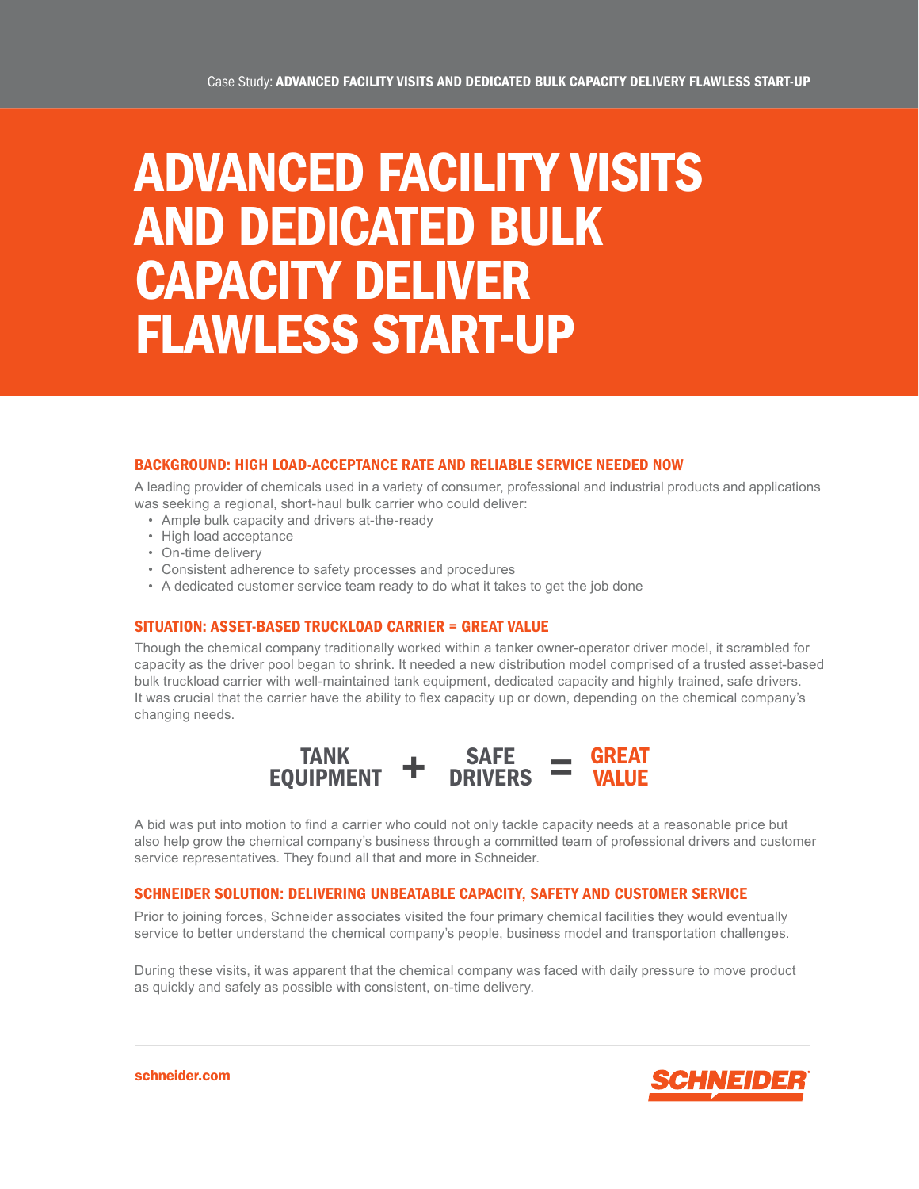# ADVANCED FACILITY VISITS AND DEDICATED BULK CAPACITY DELIVER FLAWLESS START-UP

## BACKGROUND: HIGH LOAD-ACCEPTANCE RATE AND RELIABLE SERVICE NEEDED NOW

A leading provider of chemicals used in a variety of consumer, professional and industrial products and applications was seeking a regional, short-haul bulk carrier who could deliver:

- Ample bulk capacity and drivers at-the-ready
- High load acceptance
- On-time delivery
- Consistent adherence to safety processes and procedures
- A dedicated customer service team ready to do what it takes to get the job done

## SITUATION: ASSET-BASED TRUCKLOAD CARRIER = GREAT VALUE

Though the chemical company traditionally worked within a tanker owner-operator driver model, it scrambled for capacity as the driver pool began to shrink. It needed a new distribution model comprised of a trusted asset-based bulk truckload carrier with well-maintained tank equipment, dedicated capacity and highly trained, safe drivers. It was crucial that the carrier have the ability to flex capacity up or down, depending on the chemical company's changing needs.

**TANK EQUIPMENT + SAFE DRIVERS = GREAT VALUE**

A bid was put into motion to find a carrier who could not only tackle capacity needs at a reasonable price but also help grow the chemical company's business through a committed team of professional drivers and customer service representatives. They found all that and more in Schneider.

## SCHNEIDER SOLUTION: DELIVERING UNBEATABLE CAPACITY, SAFETY AND CUSTOMER SERVICE

Prior to joining forces, Schneider associates visited the four primary chemical facilities they would eventually service to better understand the chemical company's people, business model and transportation challenges.

During these visits, it was apparent that the chemical company was faced with daily pressure to move product as quickly and safely as possible with consistent, on-time delivery.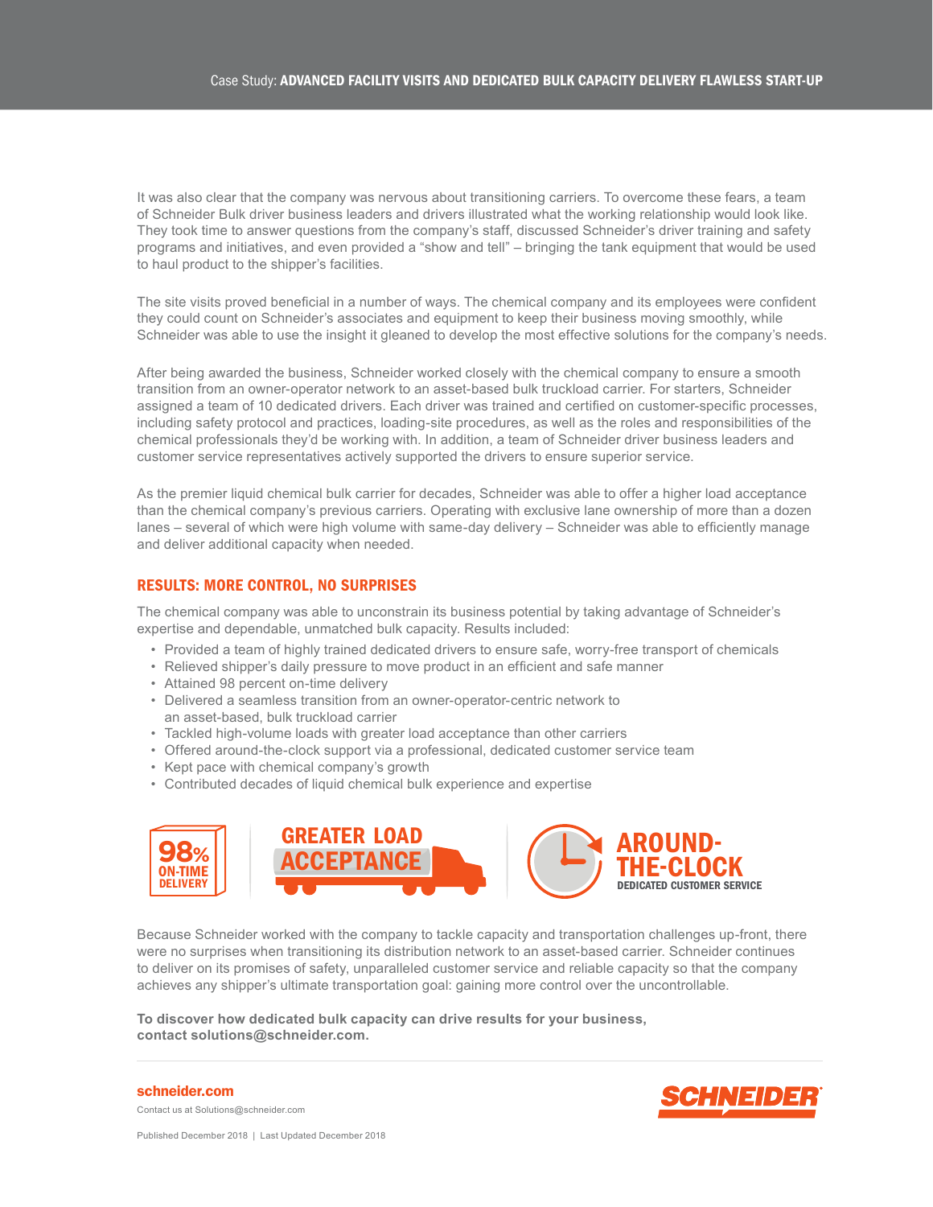It was also clear that the company was nervous about transitioning carriers. To overcome these fears, a team of Schneider Bulk driver business leaders and drivers illustrated what the working relationship would look like. They took time to answer questions from the company's staff, discussed Schneider's driver training and safety programs and initiatives, and even provided a "show and tell" – bringing the tank equipment that would be used to haul product to the shipper's facilities.

The site visits proved beneficial in a number of ways. The chemical company and its employees were confident they could count on Schneider's associates and equipment to keep their business moving smoothly, while Schneider was able to use the insight it gleaned to develop the most effective solutions for the company's needs.

After being awarded the business, Schneider worked closely with the chemical company to ensure a smooth transition from an owner-operator network to an asset-based bulk truckload carrier. For starters, Schneider assigned a team of 10 dedicated drivers. Each driver was trained and certified on customer-specific processes, including safety protocol and practices, loading-site procedures, as well as the roles and responsibilities of the chemical professionals they'd be working with. In addition, a team of Schneider driver business leaders and customer service representatives actively supported the drivers to ensure superior service.

As the premier liquid chemical bulk carrier for decades, Schneider was able to offer a higher load acceptance than the chemical company's previous carriers. Operating with exclusive lane ownership of more than a dozen lanes – several of which were high volume with same-day delivery – Schneider was able to efficiently manage and deliver additional capacity when needed.

## RESULTS: MORE CONTROL, NO SURPRISES

The chemical company was able to unconstrain its business potential by taking advantage of Schneider's expertise and dependable, unmatched bulk capacity. Results included:

- Provided a team of highly trained dedicated drivers to ensure safe, worry-free transport of chemicals
- Relieved shipper's daily pressure to move product in an efficient and safe manner
- Attained 98 percent on-time delivery
- Delivered a seamless transition from an owner-operator-centric network to an asset-based, bulk truckload carrier
- Tackled high-volume loads with greater load acceptance than other carriers
- Offered around-the-clock support via a professional, dedicated customer service team
- Kept pace with chemical company's growth
- Contributed decades of liquid chemical bulk experience and expertise

98% ON-TIME DELIVERY

GREATER LOAD ACCEPTANCE

AROUND-THE-CLOCK DEDICATED CUSTOMER SERVICE

Because Schneider worked with the company to tackle capacity and transportation challenges up-front, there were no surprises when transitioning its distribution network to an asset-based carrier. Schneider continues to deliver on its promises of safety, unparalleled customer service and reliable capacity so that the company achieves any shipper's ultimate transportation goal: gaining more control over the uncontrollable.

**To discover how dedicated bulk capacity can drive results for your business, contact solutions@schneider.com.**

**schneider.com**

Contact us at Solutions@schneider.com

Published December 2018 | Last Updated December 2018